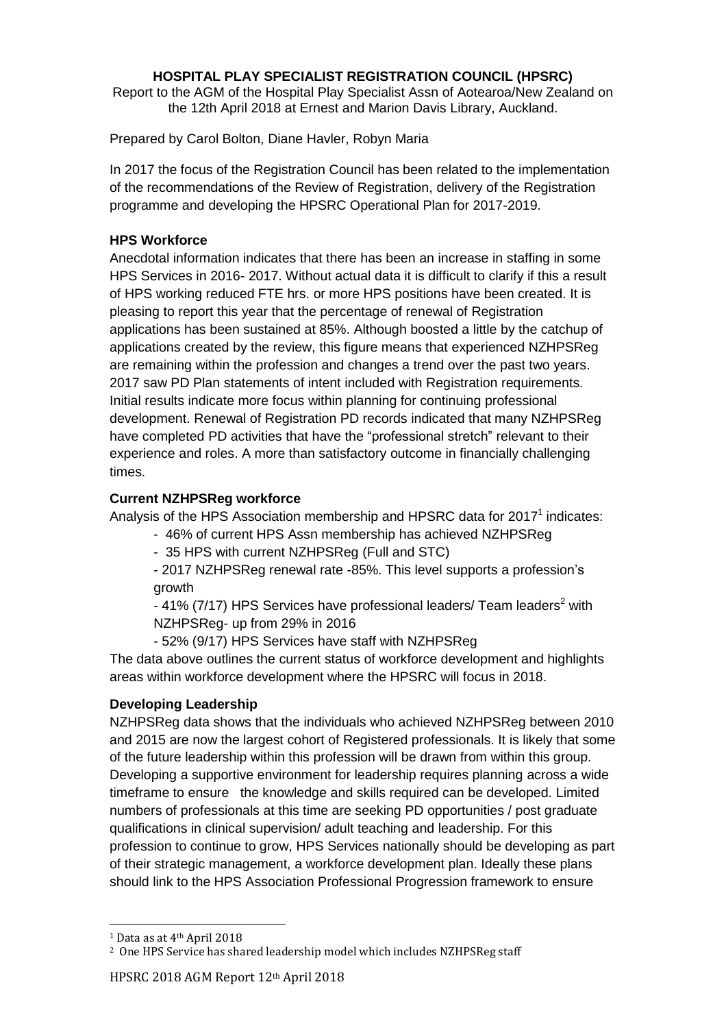**HOSPITAL PLAY SPECIALIST REGISTRATION COUNCIL (HPSRC)**

Report to the AGM of the Hospital Play Specialist Assn of Aotearoa/New Zealand on the 12th April 2018 at Ernest and Marion Davis Library, Auckland.

Prepared by Carol Bolton, Diane Havler, Robyn Maria

In 2017 the focus of the Registration Council has been related to the implementation of the recommendations of the Review of Registration, delivery of the Registration programme and developing the HPSRC Operational Plan for 2017-2019.

**HPS Workforce**

Anecdotal information indicates that there has been an increase in staffing in some HPS Services in 2016- 2017. Without actual data it is difficult to clarify if this a result of HPS working reduced FTE hrs. or more HPS positions have been created. It is pleasing to report this year that the percentage of renewal of Registration applications has been sustained at 85%. Although boosted a little by the catchup of applications created by the review, this figure means that experienced NZHPSReg are remaining within the profession and changes a trend over the past two years. 2017 saw PD Plan statements of intent included with Registration requirements. Initial results indicate more focus within planning for continuing professional development. Renewal of Registration PD records indicated that many NZHPSReg have completed PD activities that have the "professional stretch" relevant to their experience and roles. A more than satisfactory outcome in financially challenging times.

**Current NZHPSReg workforce**

Analysis of the HPS Association membership and HPSRC data for 2017[1] indicates:

- 46% of current HPS Assn membership has achieved NZHPSReg
- 35 HPS with current NZHPSReg (Full and STC)
- 2017 NZHPSReg renewal rate -85%. This level supports a profession's growth
- 41% (7/17) HPS Services have professional leaders/ Team leaders[2] with NZHPSReg- up from 29% in 2016
- 52% (9/17) HPS Services have staff with NZHPSReg

The data above outlines the current status of workforce development and highlights areas within workforce development where the HPSRC will focus in 2018.

**Developing Leadership**

NZHPSReg data shows that the individuals who achieved NZHPSReg between 2010 and 2015 are now the largest cohort of Registered professionals. It is likely that some of the future leadership within this profession will be drawn from within this group. Developing a supportive environment for leadership requires planning across a wide timeframe to ensure the knowledge and skills required can be developed. Limited numbers of professionals at this time are seeking PD opportunities / post graduate qualifications in clinical supervision/ adult teaching and leadership. For this profession to continue to grow, HPS Services nationally should be developing as part of their strategic management, a workforce development plan. Ideally these plans should link to the HPS Association Professional Progression framework to ensure

[1] Data as at 4th April 2018

[2] One HPS Service has shared leadership model which includes NZHPSReg staff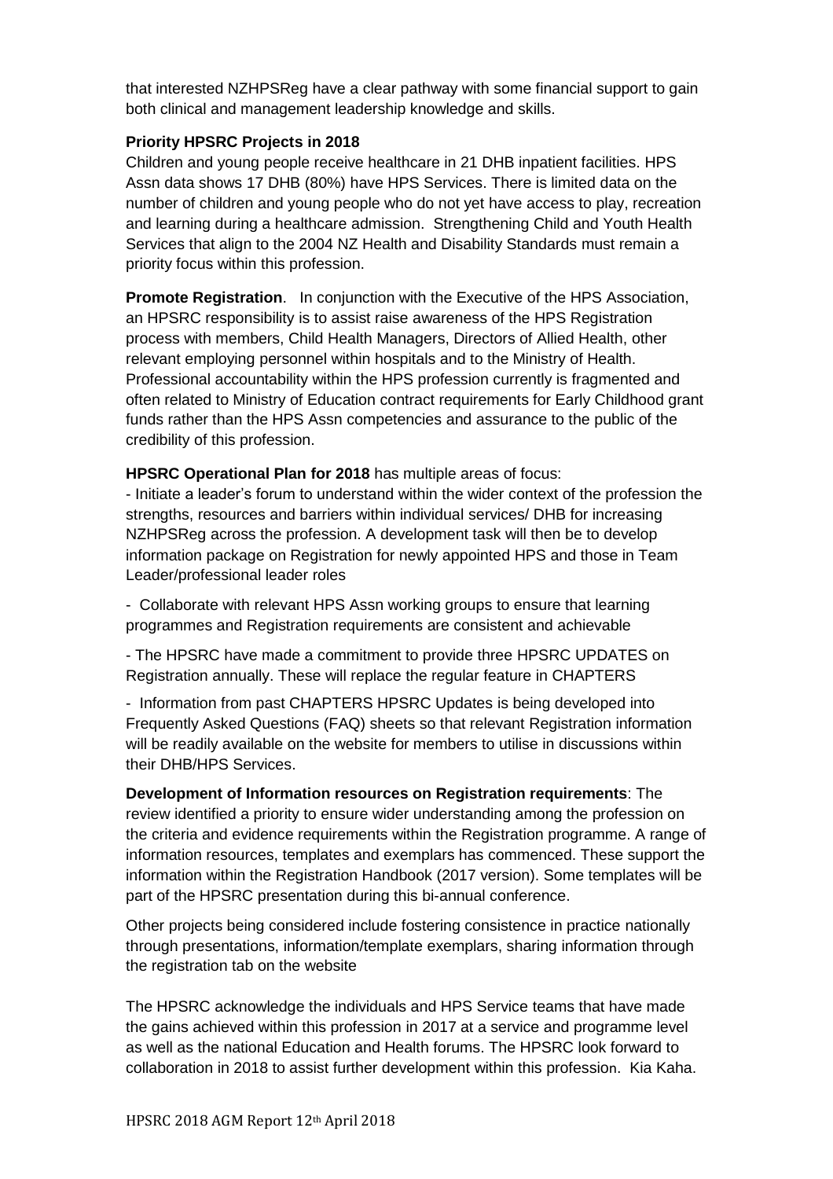that interested NZHPSReg have a clear pathway with some financial support to gain both clinical and management leadership knowledge and skills.

**Priority HPSRC Projects in 2018**

Children and young people receive healthcare in 21 DHB inpatient facilities. HPS Assn data shows 17 DHB (80%) have HPS Services. There is limited data on the number of children and young people who do not yet have access to play, recreation and learning during a healthcare admission. Strengthening Child and Youth Health Services that align to the 2004 NZ Health and Disability Standards must remain a priority focus within this profession.

**Promote Registration**. In conjunction with the Executive of the HPS Association, an HPSRC responsibility is to assist raise awareness of the HPS Registration process with members, Child Health Managers, Directors of Allied Health, other relevant employing personnel within hospitals and to the Ministry of Health. Professional accountability within the HPS profession currently is fragmented and often related to Ministry of Education contract requirements for Early Childhood grant funds rather than the HPS Assn competencies and assurance to the public of the credibility of this profession.

**HPSRC Operational Plan for 2018** has multiple areas of focus:

- Initiate a leader's forum to understand within the wider context of the profession the strengths, resources and barriers within individual services/ DHB for increasing NZHPSReg across the profession. A development task will then be to develop information package on Registration for newly appointed HPS and those in Team Leader/professional leader roles
- Collaborate with relevant HPS Assn working groups to ensure that learning programmes and Registration requirements are consistent and achievable
- The HPSRC have made a commitment to provide three HPSRC UPDATES on Registration annually. These will replace the regular feature in CHAPTERS
- Information from past CHAPTERS HPSRC Updates is being developed into Frequently Asked Questions (FAQ) sheets so that relevant Registration information will be readily available on the website for members to utilise in discussions within their DHB/HPS Services.

**Development of Information resources on Registration requirements**: The review identified a priority to ensure wider understanding among the profession on the criteria and evidence requirements within the Registration programme. A range of information resources, templates and exemplars has commenced. These support the information within the Registration Handbook (2017 version). Some templates will be part of the HPSRC presentation during this bi-annual conference.

Other projects being considered include fostering consistence in practice nationally through presentations, information/template exemplars, sharing information through the registration tab on the website

The HPSRC acknowledge the individuals and HPS Service teams that have made the gains achieved within this profession in 2017 at a service and programme level as well as the national Education and Health forums. The HPSRC look forward to collaboration in 2018 to assist further development within this profession. Kia Kaha.